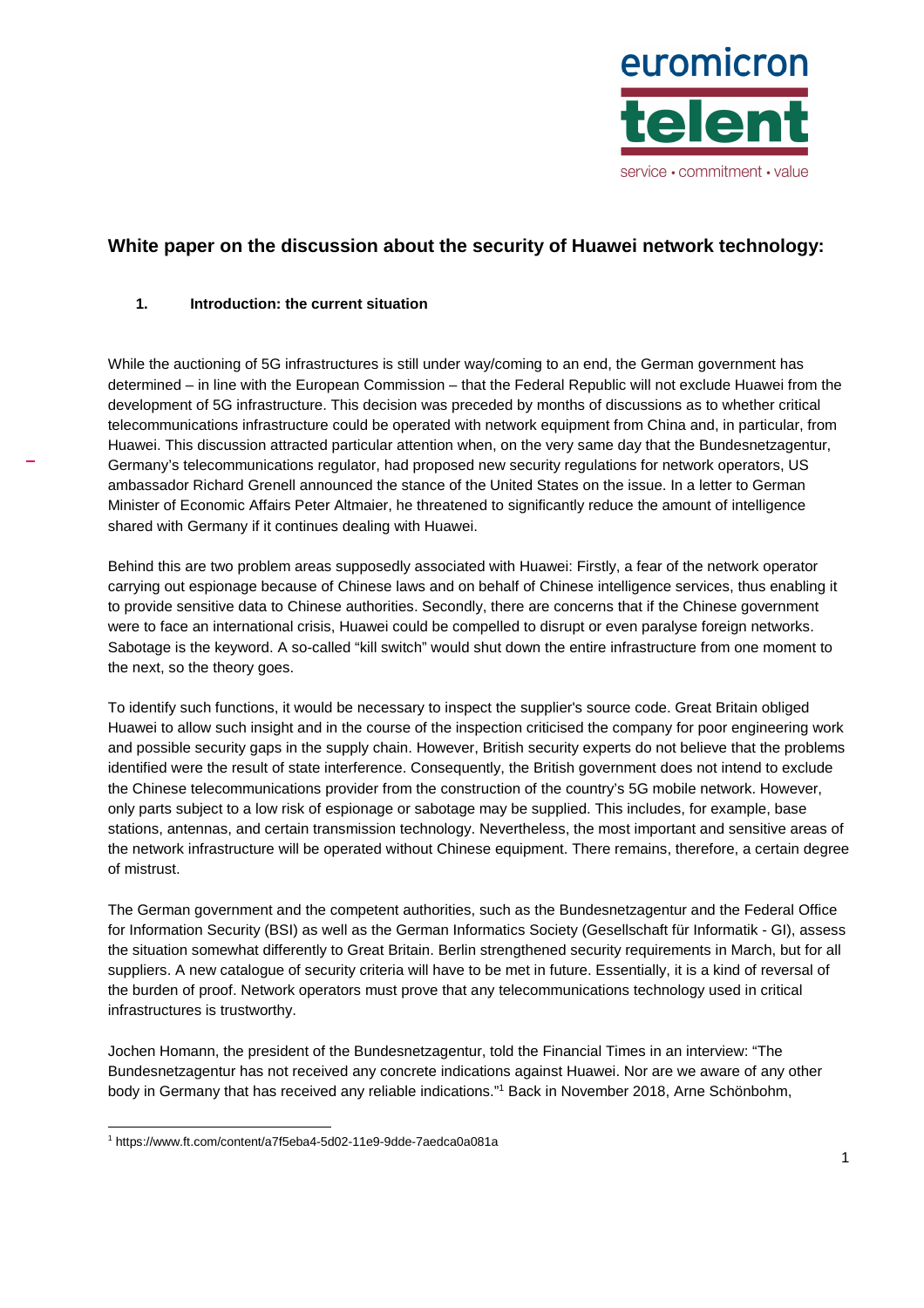# White paper on the discussion about the security of Huawei network technology:

## 1. Introduction: the current situation

While the auctioning of 5G infrastructures is still under way/coming to an end, the German government has determined – in line with the European Commission – that the Federal Republic will not exclude Huawei from the development of 5G infrastructure. This decision was preceded by months of discussions as to whether critical telecommunications infrastructure could be operated with network equipment from China and, in particular, from Huawei. This discussion attracted particular attention when, on the very same day that the Bundesnetzagentur, Germany's telecommunications regulator, had proposed new security regulations for network operators, US ambassador Richard Grenell announced the stance of the United States on the issue. In a letter to German Minister of Economic Affairs Peter Altmaier, he threatened to significantly reduce the amount of intelligence shared with Germany if it continues dealing with Huawei.

Behind this are two problem areas supposedly associated with Huawei: Firstly, a fear of the network operator carrying out espionage because of Chinese laws and on behalf of Chinese intelligence services, thus enabling it to provide sensitive data to Chinese authorities. Secondly, there are concerns that if the Chinese government were to face an international crisis, Huawei could be compelled to disrupt or even paralyse foreign networks. Sabotage is the keyword. A so-called "kill switch" would shut down the entire infrastructure from one moment to the next, so the theory goes.

To identify such functions, it would be necessary to inspect the supplier's source code. Great Britain obliged Huawei to allow such insight and in the course of the inspection criticised the company for poor engineering work and possible security gaps in the supply chain. However, British security experts do not believe that the problems identified were the result of state interference. Consequently, the British government does not intend to exclude the Chinese telecommunications provider from the construction of the country's 5G mobile network. However, only parts subject to a low risk of espionage or sabotage may be supplied. This includes, for example, base stations, antennas, and certain transmission technology. Nevertheless, the most important and sensitive areas of the network infrastructure will be operated without Chinese equipment. There remains, therefore, a certain degree of mistrust.

The German government and the competent authorities, such as the Bundesnetzagentur and the Federal Office for Information Security (BSI) as well as the German Informatics Society (Gesellschaft für Informatik - GI), assess the situation somewhat differently to Great Britain. Berlin strengthened security requirements in March, but for all suppliers. A new catalogue of security criteria will have to be met in future. Essentially, it is a kind of reversal of the burden of proof. Network operators must prove that any telecommunications technology used in critical infrastructures is trustworthy.

Jochen Homann, the president of the Bundesnetzagentur, told the Financial Times in an interview: "The Bundesnetzagentur has not received any concrete indications against Huawei. Nor are we aware of any other body in Germany that has received any reliable indications."[1] Back in November 2018, Arne Schönbohm,

---

[1] https://www.ft.com/content/a7f5eba4-5d02-11e9-9dde-7aedca0a081a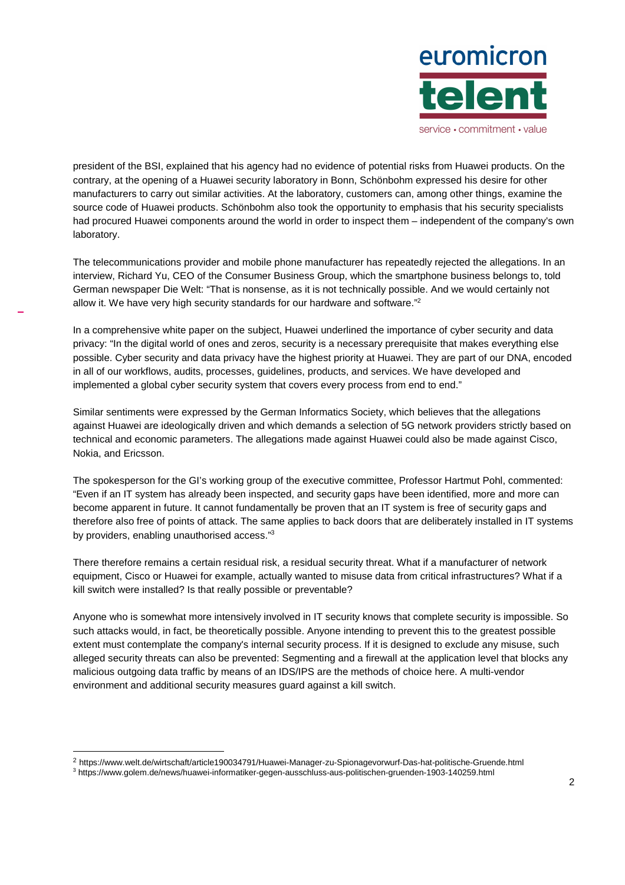president of the BSI, explained that his agency had no evidence of potential risks from Huawei products. On the contrary, at the opening of a Huawei security laboratory in Bonn, Schönbohm expressed his desire for other manufacturers to carry out similar activities. At the laboratory, customers can, among other things, examine the source code of Huawei products. Schönbohm also took the opportunity to emphasis that his security specialists had procured Huawei components around the world in order to inspect them – independent of the company's own laboratory.

The telecommunications provider and mobile phone manufacturer has repeatedly rejected the allegations. In an interview, Richard Yu, CEO of the Consumer Business Group, which the smartphone business belongs to, told German newspaper Die Welt: "That is nonsense, as it is not technically possible. And we would certainly not allow it. We have very high security standards for our hardware and software."[2]

In a comprehensive white paper on the subject, Huawei underlined the importance of cyber security and data privacy: "In the digital world of ones and zeros, security is a necessary prerequisite that makes everything else possible. Cyber security and data privacy have the highest priority at Huawei. They are part of our DNA, encoded in all of our workflows, audits, processes, guidelines, products, and services. We have developed and implemented a global cyber security system that covers every process from end to end."

Similar sentiments were expressed by the German Informatics Society, which believes that the allegations against Huawei are ideologically driven and which demands a selection of 5G network providers strictly based on technical and economic parameters. The allegations made against Huawei could also be made against Cisco, Nokia, and Ericsson.

The spokesperson for the GI's working group of the executive committee, Professor Hartmut Pohl, commented: "Even if an IT system has already been inspected, and security gaps have been identified, more and more can become apparent in future. It cannot fundamentally be proven that an IT system is free of security gaps and therefore also free of points of attack. The same applies to back doors that are deliberately installed in IT systems by providers, enabling unauthorised access."[3]

There therefore remains a certain residual risk, a residual security threat. What if a manufacturer of network equipment, Cisco or Huawei for example, actually wanted to misuse data from critical infrastructures? What if a kill switch were installed? Is that really possible or preventable?

Anyone who is somewhat more intensively involved in IT security knows that complete security is impossible. So such attacks would, in fact, be theoretically possible. Anyone intending to prevent this to the greatest possible extent must contemplate the company's internal security process. If it is designed to exclude any misuse, such alleged security threats can also be prevented: Segmenting and a firewall at the application level that blocks any malicious outgoing data traffic by means of an IDS/IPS are the methods of choice here. A multi-vendor environment and additional security measures guard against a kill switch.

---

[2] https://www.welt.de/wirtschaft/article190034791/Huawei-Manager-zu-Spionagevorwurf-Das-hat-politische-Gruende.html

[3] https://www.golem.de/news/huawei-informatiker-gegen-ausschluss-aus-politischen-gruenden-1903-140259.html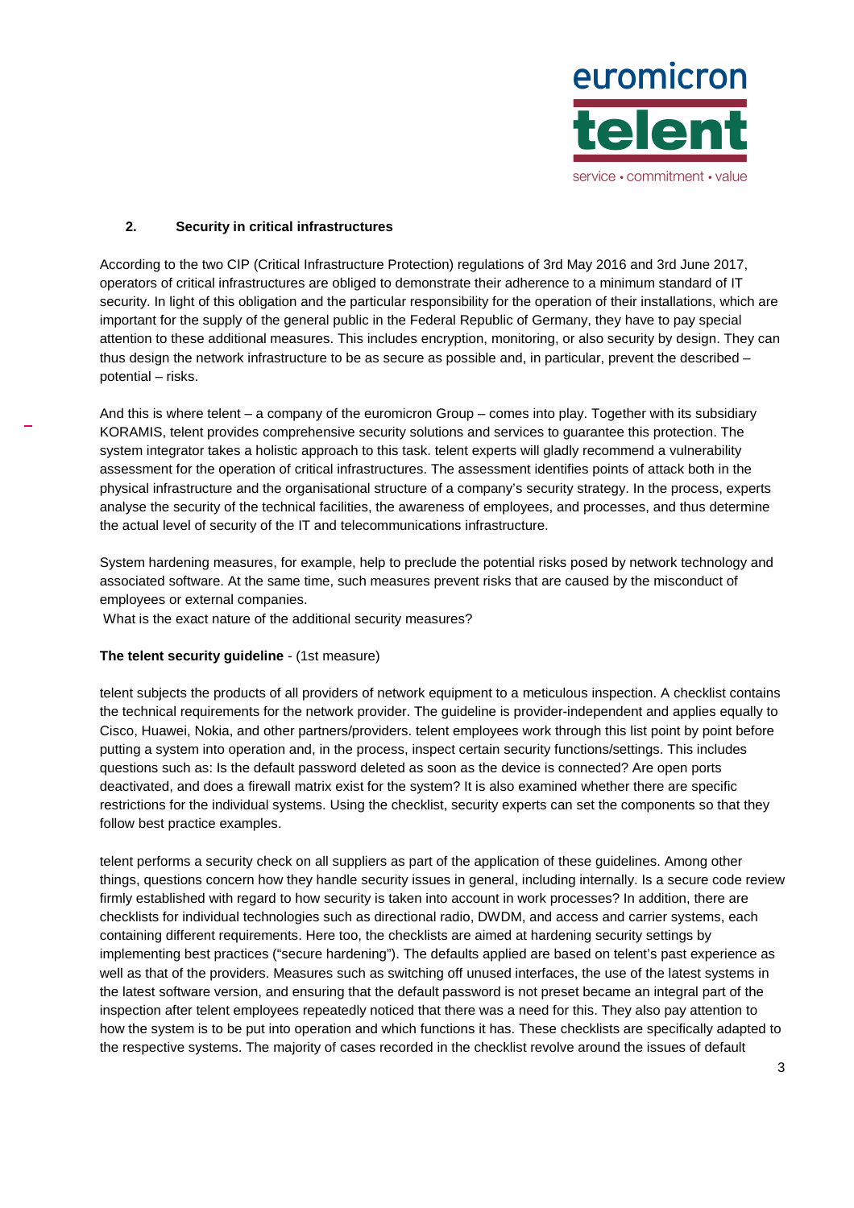## 2. Security in critical infrastructures

According to the two CIP (Critical Infrastructure Protection) regulations of 3rd May 2016 and 3rd June 2017, operators of critical infrastructures are obliged to demonstrate their adherence to a minimum standard of IT security. In light of this obligation and the particular responsibility for the operation of their installations, which are important for the supply of the general public in the Federal Republic of Germany, they have to pay special attention to these additional measures. This includes encryption, monitoring, or also security by design. They can thus design the network infrastructure to be as secure as possible and, in particular, prevent the described – potential – risks.

And this is where telent – a company of the euromicron Group – comes into play. Together with its subsidiary KORAMIS, telent provides comprehensive security solutions and services to guarantee this protection. The system integrator takes a holistic approach to this task. telent experts will gladly recommend a vulnerability assessment for the operation of critical infrastructures. The assessment identifies points of attack both in the physical infrastructure and the organisational structure of a company's security strategy. In the process, experts analyse the security of the technical facilities, the awareness of employees, and processes, and thus determine the actual level of security of the IT and telecommunications infrastructure.

System hardening measures, for example, help to preclude the potential risks posed by network technology and associated software. At the same time, such measures prevent risks that are caused by the misconduct of employees or external companies.
What is the exact nature of the additional security measures?

**The telent security guideline** - (1st measure)

telent subjects the products of all providers of network equipment to a meticulous inspection. A checklist contains the technical requirements for the network provider. The guideline is provider-independent and applies equally to Cisco, Huawei, Nokia, and other partners/providers. telent employees work through this list point by point before putting a system into operation and, in the process, inspect certain security functions/settings. This includes questions such as: Is the default password deleted as soon as the device is connected? Are open ports deactivated, and does a firewall matrix exist for the system? It is also examined whether there are specific restrictions for the individual systems. Using the checklist, security experts can set the components so that they follow best practice examples.

telent performs a security check on all suppliers as part of the application of these guidelines. Among other things, questions concern how they handle security issues in general, including internally. Is a secure code review firmly established with regard to how security is taken into account in work processes? In addition, there are checklists for individual technologies such as directional radio, DWDM, and access and carrier systems, each containing different requirements. Here too, the checklists are aimed at hardening security settings by implementing best practices ("secure hardening"). The defaults applied are based on telent's past experience as well as that of the providers. Measures such as switching off unused interfaces, the use of the latest systems in the latest software version, and ensuring that the default password is not preset became an integral part of the inspection after telent employees repeatedly noticed that there was a need for this. They also pay attention to how the system is to be put into operation and which functions it has. These checklists are specifically adapted to the respective systems. The majority of cases recorded in the checklist revolve around the issues of default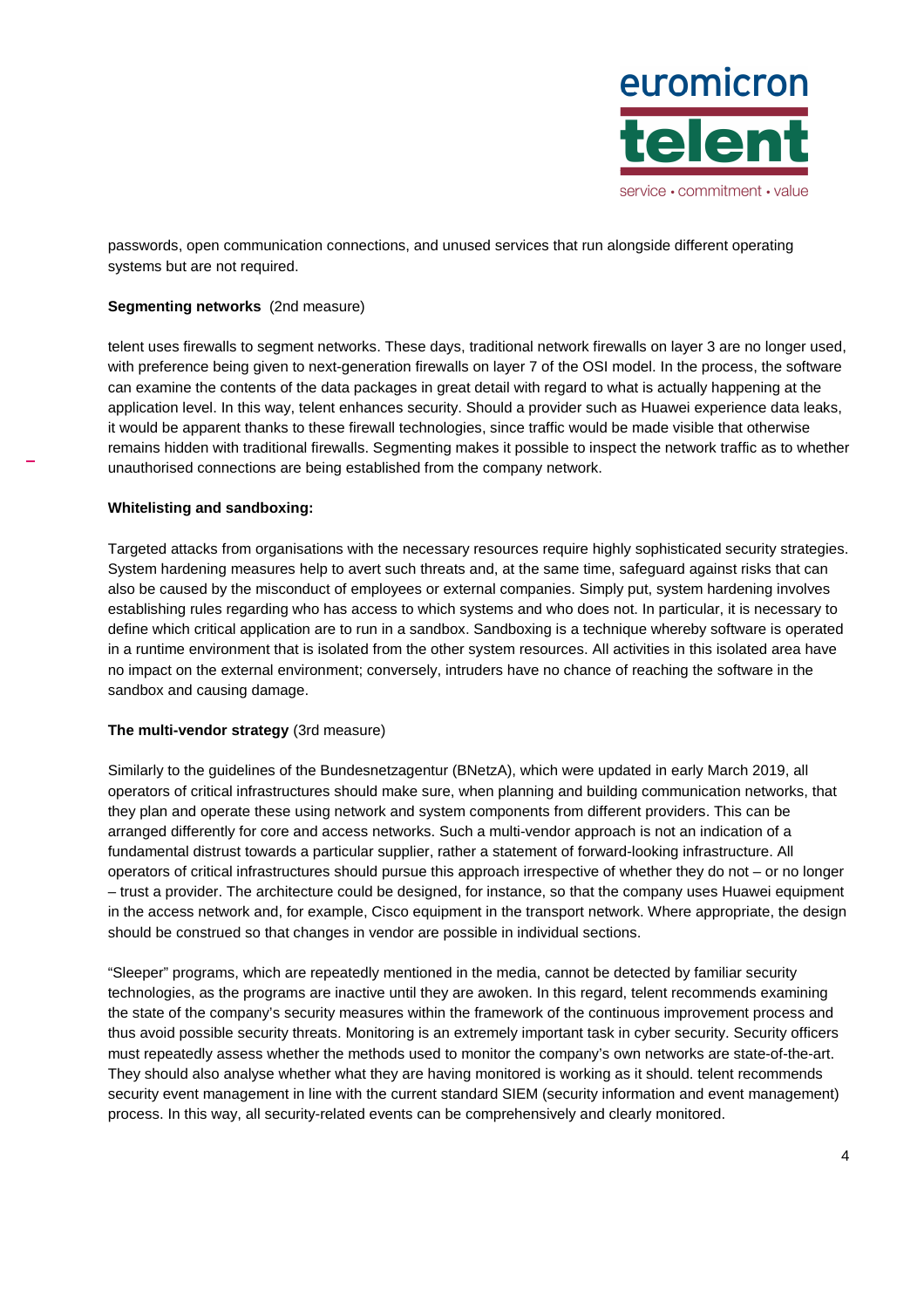passwords, open communication connections, and unused services that run alongside different operating systems but are not required.

**Segmenting networks** (2nd measure)

telent uses firewalls to segment networks. These days, traditional network firewalls on layer 3 are no longer used, with preference being given to next-generation firewalls on layer 7 of the OSI model. In the process, the software can examine the contents of the data packages in great detail with regard to what is actually happening at the application level. In this way, telent enhances security. Should a provider such as Huawei experience data leaks, it would be apparent thanks to these firewall technologies, since traffic would be made visible that otherwise remains hidden with traditional firewalls. Segmenting makes it possible to inspect the network traffic as to whether unauthorised connections are being established from the company network.

**Whitelisting and sandboxing:**

Targeted attacks from organisations with the necessary resources require highly sophisticated security strategies. System hardening measures help to avert such threats and, at the same time, safeguard against risks that can also be caused by the misconduct of employees or external companies. Simply put, system hardening involves establishing rules regarding who has access to which systems and who does not. In particular, it is necessary to define which critical application are to run in a sandbox. Sandboxing is a technique whereby software is operated in a runtime environment that is isolated from the other system resources. All activities in this isolated area have no impact on the external environment; conversely, intruders have no chance of reaching the software in the sandbox and causing damage.

**The multi-vendor strategy** (3rd measure)

Similarly to the guidelines of the Bundesnetzagentur (BNetzA), which were updated in early March 2019, all operators of critical infrastructures should make sure, when planning and building communication networks, that they plan and operate these using network and system components from different providers. This can be arranged differently for core and access networks. Such a multi-vendor approach is not an indication of a fundamental distrust towards a particular supplier, rather a statement of forward-looking infrastructure. All operators of critical infrastructures should pursue this approach irrespective of whether they do not – or no longer – trust a provider. The architecture could be designed, for instance, so that the company uses Huawei equipment in the access network and, for example, Cisco equipment in the transport network. Where appropriate, the design should be construed so that changes in vendor are possible in individual sections.

"Sleeper" programs, which are repeatedly mentioned in the media, cannot be detected by familiar security technologies, as the programs are inactive until they are awoken. In this regard, telent recommends examining the state of the company's security measures within the framework of the continuous improvement process and thus avoid possible security threats. Monitoring is an extremely important task in cyber security. Security officers must repeatedly assess whether the methods used to monitor the company's own networks are state-of-the-art. They should also analyse whether what they are having monitored is working as it should. telent recommends security event management in line with the current standard SIEM (security information and event management) process. In this way, all security-related events can be comprehensively and clearly monitored.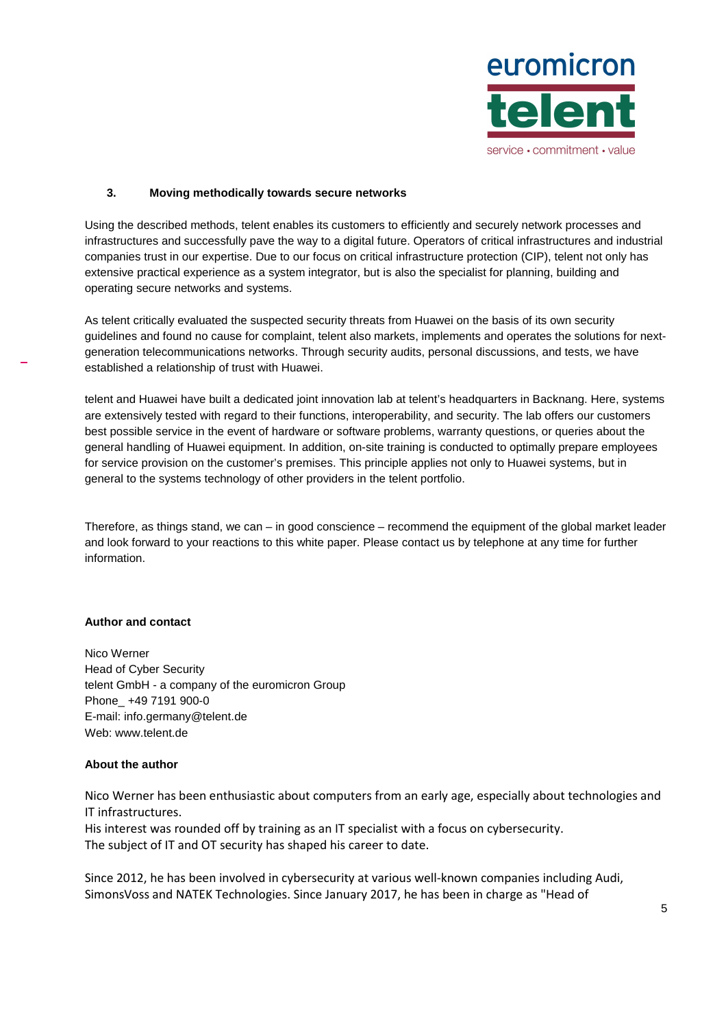## 3. Moving methodically towards secure networks

Using the described methods, telent enables its customers to efficiently and securely network processes and infrastructures and successfully pave the way to a digital future. Operators of critical infrastructures and industrial companies trust in our expertise. Due to our focus on critical infrastructure protection (CIP), telent not only has extensive practical experience as a system integrator, but is also the specialist for planning, building and operating secure networks and systems.

As telent critically evaluated the suspected security threats from Huawei on the basis of its own security guidelines and found no cause for complaint, telent also markets, implements and operates the solutions for next-generation telecommunications networks. Through security audits, personal discussions, and tests, we have established a relationship of trust with Huawei.

telent and Huawei have built a dedicated joint innovation lab at telent's headquarters in Backnang. Here, systems are extensively tested with regard to their functions, interoperability, and security. The lab offers our customers best possible service in the event of hardware or software problems, warranty questions, or queries about the general handling of Huawei equipment. In addition, on-site training is conducted to optimally prepare employees for service provision on the customer's premises. This principle applies not only to Huawei systems, but in general to the systems technology of other providers in the telent portfolio.

Therefore, as things stand, we can – in good conscience – recommend the equipment of the global market leader and look forward to your reactions to this white paper. Please contact us by telephone at any time for further information.

**Author and contact**

Nico Werner
Head of Cyber Security
telent GmbH - a company of the euromicron Group
Phone_ +49 7191 900-0
E-mail: info.germany@telent.de
Web: www.telent.de

**About the author**

Nico Werner has been enthusiastic about computers from an early age, especially about technologies and IT infrastructures.
His interest was rounded off by training as an IT specialist with a focus on cybersecurity.
The subject of IT and OT security has shaped his career to date.

Since 2012, he has been involved in cybersecurity at various well-known companies including Audi, SimonsVoss and NATEK Technologies. Since January 2017, he has been in charge as "Head of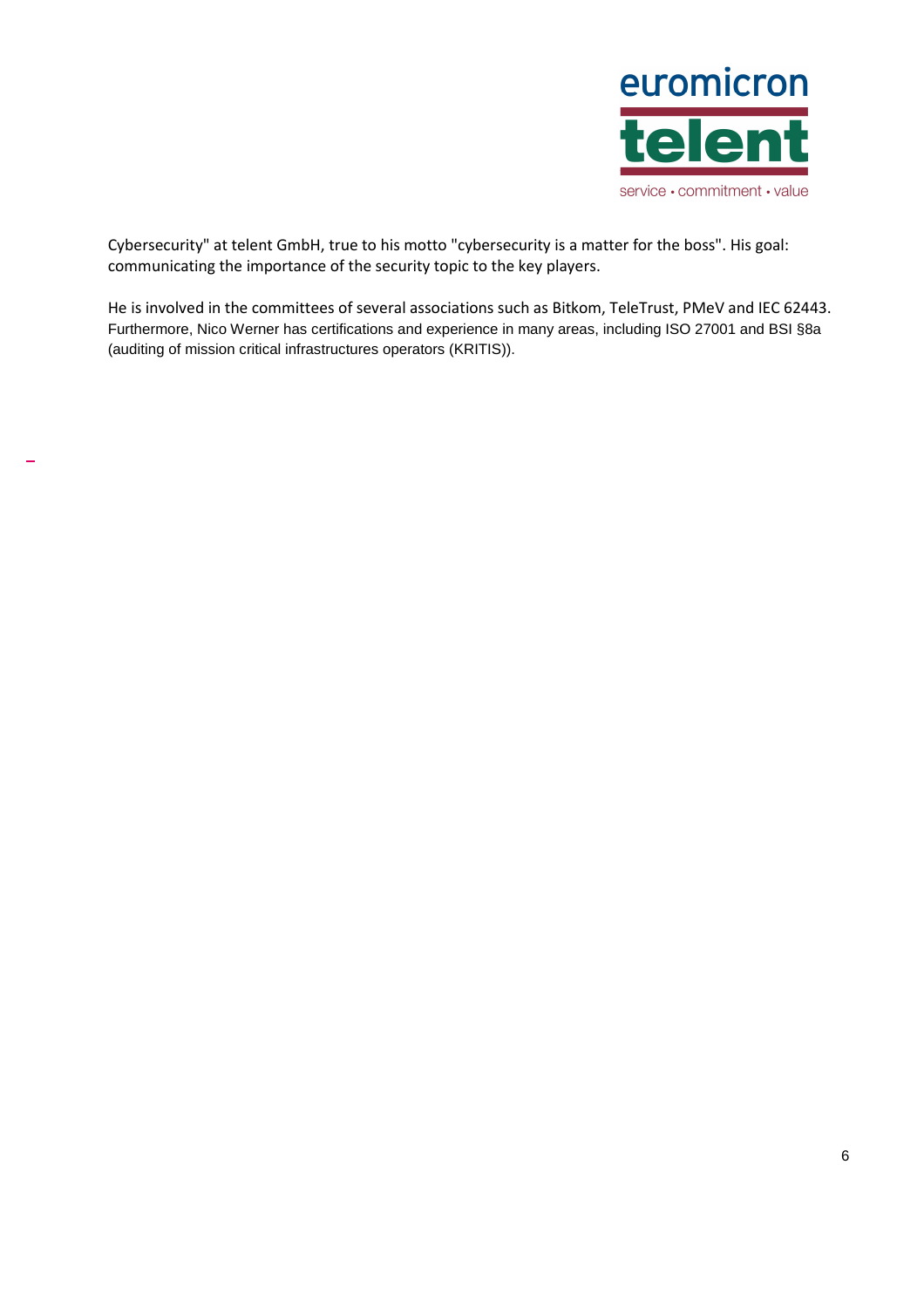Cybersecurity" at telent GmbH, true to his motto "cybersecurity is a matter for the boss". His goal: communicating the importance of the security topic to the key players.

He is involved in the committees of several associations such as Bitkom, TeleTrust, PMeV and IEC 62443. Furthermore, Nico Werner has certifications and experience in many areas, including ISO 27001 and BSI §8a (auditing of mission critical infrastructures operators (KRITIS)).